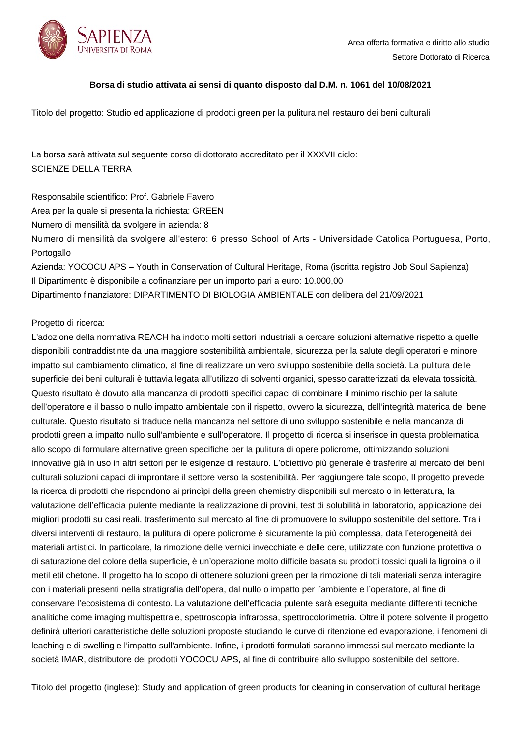Area offerta formativa e diritto allo studio

Settore Dottorato di Ricerca

**Borsa di studio attivata ai sensi di quanto disposto dal D.M. n. 1061 del 10/08/2021**

Titolo del progetto: Studio ed applicazione di prodotti green per la pulitura nel restauro dei beni culturali

La borsa sarà attivata sul seguente corso di dottorato accreditato per il XXXVII ciclo:
SCIENZE DELLA TERRA

Responsabile scientifico: Prof. Gabriele Favero
Area per la quale si presenta la richiesta: GREEN
Numero di mensilità da svolgere in azienda: 8
Numero di mensilità da svolgere all'estero: 6 presso School of Arts - Universidade Catolica Portuguesa, Porto, Portogallo
Azienda: YOCOCU APS – Youth in Conservation of Cultural Heritage, Roma (iscritta registro Job Soul Sapienza)
Il Dipartimento è disponibile a cofinanziare per un importo pari a euro: 10.000,00
Dipartimento finanziatore: DIPARTIMENTO DI BIOLOGIA AMBIENTALE con delibera del 21/09/2021

Progetto di ricerca:
L'adozione della normativa REACH ha indotto molti settori industriali a cercare soluzioni alternative rispetto a quelle disponibili contraddistinte da una maggiore sostenibilità ambientale, sicurezza per la salute degli operatori e minore impatto sul cambiamento climatico, al fine di realizzare un vero sviluppo sostenibile della società. La pulitura delle superficie dei beni culturali è tuttavia legata all'utilizzo di solventi organici, spesso caratterizzati da elevata tossicità. Questo risultato è dovuto alla mancanza di prodotti specifici capaci di combinare il minimo rischio per la salute dell'operatore e il basso o nullo impatto ambientale con il rispetto, ovvero la sicurezza, dell'integrità materica del bene culturale. Questo risultato si traduce nella mancanza nel settore di uno sviluppo sostenibile e nella mancanza di prodotti green a impatto nullo sull'ambiente e sull'operatore. Il progetto di ricerca si inserisce in questa problematica allo scopo di formulare alternative green specifiche per la pulitura di opere policrome, ottimizzando soluzioni innovative già in uso in altri settori per le esigenze di restauro. L'obiettivo più generale è trasferire al mercato dei beni culturali soluzioni capaci di improntare il settore verso la sostenibilità. Per raggiungere tale scopo, Il progetto prevede la ricerca di prodotti che rispondono ai princìpi della green chemistry disponibili sul mercato o in letteratura, la valutazione dell'efficacia pulente mediante la realizzazione di provini, test di solubilità in laboratorio, applicazione dei migliori prodotti su casi reali, trasferimento sul mercato al fine di promuovere lo sviluppo sostenibile del settore. Tra i diversi interventi di restauro, la pulitura di opere policrome è sicuramente la più complessa, data l'eterogeneità dei materiali artistici. In particolare, la rimozione delle vernici invecchiate e delle cere, utilizzate con funzione protettiva o di saturazione del colore della superficie, è un'operazione molto difficile basata su prodotti tossici quali la ligroina o il metil etil chetone. Il progetto ha lo scopo di ottenere soluzioni green per la rimozione di tali materiali senza interagire con i materiali presenti nella stratigrafia dell'opera, dal nullo o impatto per l'ambiente e l'operatore, al fine di conservare l'ecosistema di contesto. La valutazione dell'efficacia pulente sarà eseguita mediante differenti tecniche analitiche come imaging multispettrale, spettroscopia infrarossa, spettrocolorimetria. Oltre il potere solvente il progetto definirà ulteriori caratteristiche delle soluzioni proposte studiando le curve di ritenzione ed evaporazione, i fenomeni di leaching e di swelling e l'impatto sull'ambiente. Infine, i prodotti formulati saranno immessi sul mercato mediante la società IMAR, distributore dei prodotti YOCOCU APS, al fine di contribuire allo sviluppo sostenibile del settore.

Titolo del progetto (inglese): Study and application of green products for cleaning in conservation of cultural heritage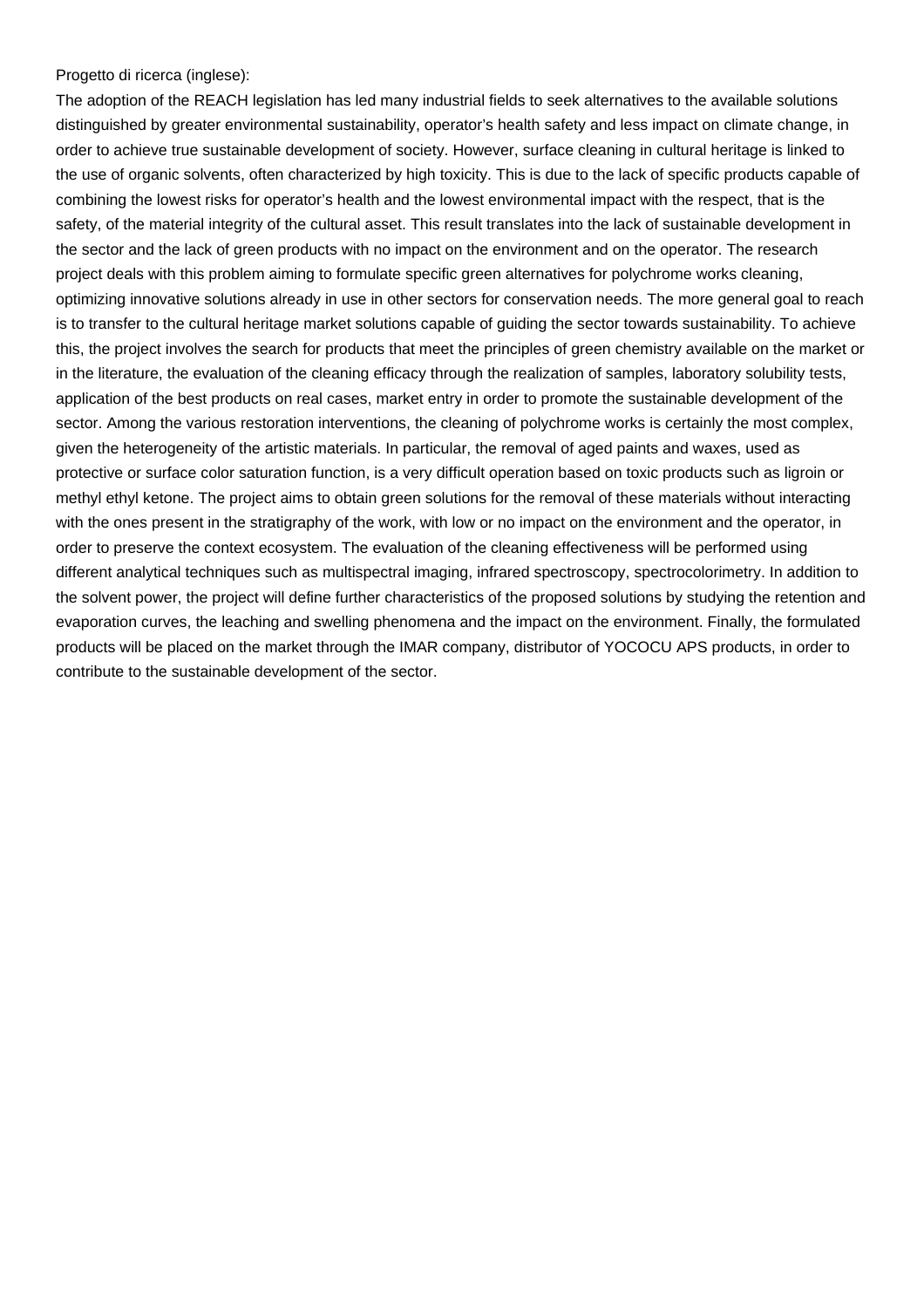Progetto di ricerca (inglese):

The adoption of the REACH legislation has led many industrial fields to seek alternatives to the available solutions distinguished by greater environmental sustainability, operator's health safety and less impact on climate change, in order to achieve true sustainable development of society. However, surface cleaning in cultural heritage is linked to the use of organic solvents, often characterized by high toxicity. This is due to the lack of specific products capable of combining the lowest risks for operator's health and the lowest environmental impact with the respect, that is the safety, of the material integrity of the cultural asset. This result translates into the lack of sustainable development in the sector and the lack of green products with no impact on the environment and on the operator. The research project deals with this problem aiming to formulate specific green alternatives for polychrome works cleaning, optimizing innovative solutions already in use in other sectors for conservation needs. The more general goal to reach is to transfer to the cultural heritage market solutions capable of guiding the sector towards sustainability. To achieve this, the project involves the search for products that meet the principles of green chemistry available on the market or in the literature, the evaluation of the cleaning efficacy through the realization of samples, laboratory solubility tests, application of the best products on real cases, market entry in order to promote the sustainable development of the sector. Among the various restoration interventions, the cleaning of polychrome works is certainly the most complex, given the heterogeneity of the artistic materials. In particular, the removal of aged paints and waxes, used as protective or surface color saturation function, is a very difficult operation based on toxic products such as ligroin or methyl ethyl ketone. The project aims to obtain green solutions for the removal of these materials without interacting with the ones present in the stratigraphy of the work, with low or no impact on the environment and the operator, in order to preserve the context ecosystem. The evaluation of the cleaning effectiveness will be performed using different analytical techniques such as multispectral imaging, infrared spectroscopy, spectrocolorimetry. In addition to the solvent power, the project will define further characteristics of the proposed solutions by studying the retention and evaporation curves, the leaching and swelling phenomena and the impact on the environment. Finally, the formulated products will be placed on the market through the IMAR company, distributor of YOCOCU APS products, in order to contribute to the sustainable development of the sector.